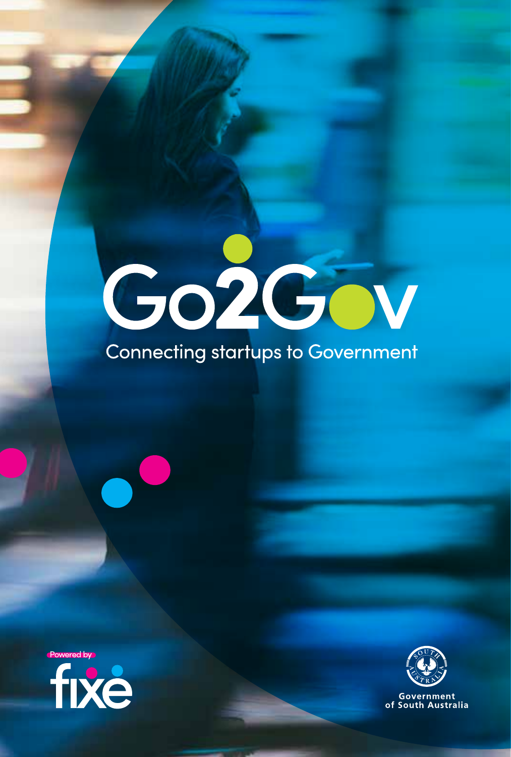# Go2Gov

Connecting startups to Government

Powered by fixe

Government of South Australia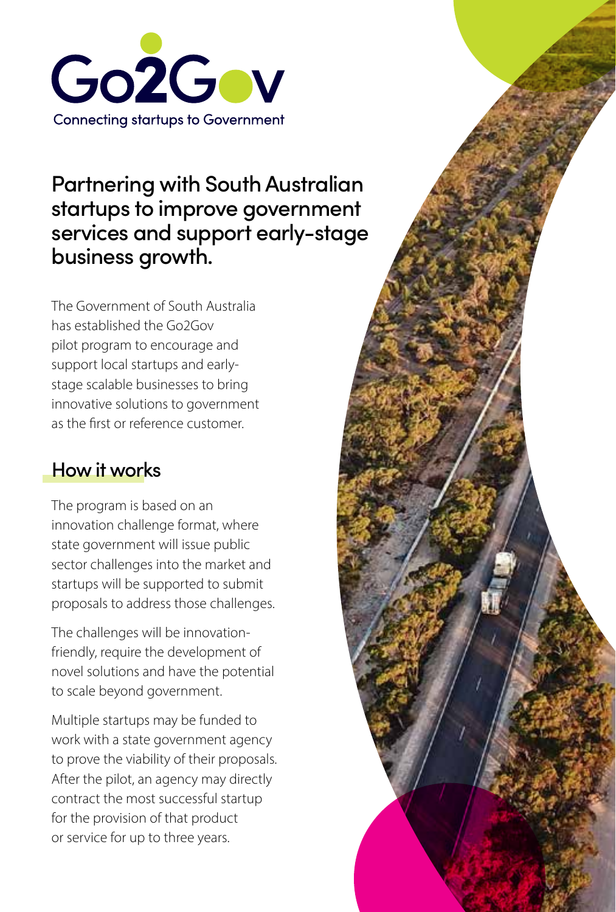# Go2Gov

Connecting startups to Government

## Partnering with South Australian startups to improve government services and support early-stage business growth.

The Government of South Australia has established the Go2Gov pilot program to encourage and support local startups and early-stage scalable businesses to bring innovative solutions to government as the first or reference customer.

## How it works

The program is based on an innovation challenge format, where state government will issue public sector challenges into the market and startups will be supported to submit proposals to address those challenges.

The challenges will be innovation-friendly, require the development of novel solutions and have the potential to scale beyond government.

Multiple startups may be funded to work with a state government agency to prove the viability of their proposals. After the pilot, an agency may directly contract the most successful startup for the provision of that product or service for up to three years.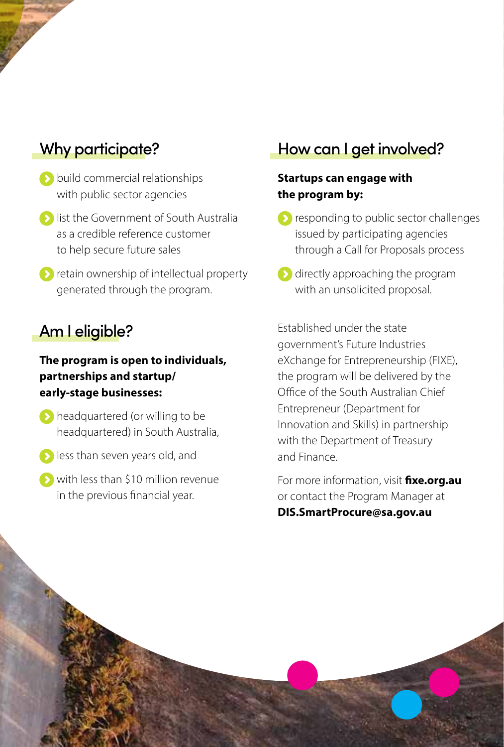## Why participate?

- build commercial relationships with public sector agencies
- list the Government of South Australia as a credible reference customer to help secure future sales
- retain ownership of intellectual property generated through the program.

## Am I eligible?

**The program is open to individuals, partnerships and startup/ early-stage businesses:**

- headquartered (or willing to be headquartered) in South Australia,
- less than seven years old, and
- with less than $10 million revenue in the previous financial year.

## How can I get involved?

**Startups can engage with the program by:**

- responding to public sector challenges issued by participating agencies through a Call for Proposals process
- directly approaching the program with an unsolicited proposal.

Established under the state government's Future Industries eXchange for Entrepreneurship (FIXE), the program will be delivered by the Office of the South Australian Chief Entrepreneur (Department for Innovation and Skills) in partnership with the Department of Treasury and Finance.

For more information, visit **fixe.org.au** or contact the Program Manager at **DIS.SmartProcure@sa.gov.au**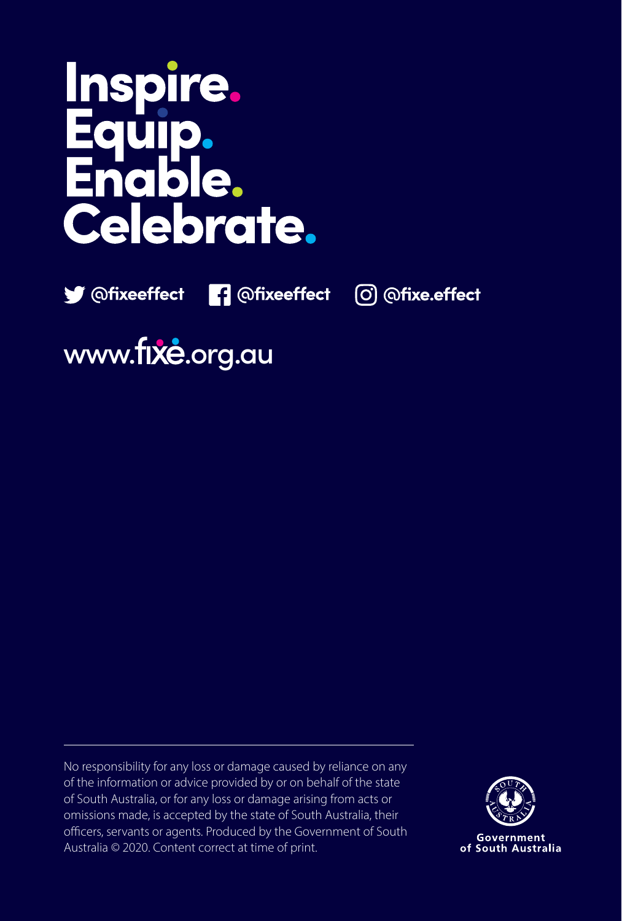# Inspire. Equip. Enable. Celebrate.

@fixeeffect @fixeeffect @fixe.effect

www.fixe.org.au

No responsibility for any loss or damage caused by reliance on any of the information or advice provided by or on behalf of the state of South Australia, or for any loss or damage arising from acts or omissions made, is accepted by the state of South Australia, their officers, servants or agents. Produced by the Government of South Australia © 2020. Content correct at time of print.

Government of South Australia